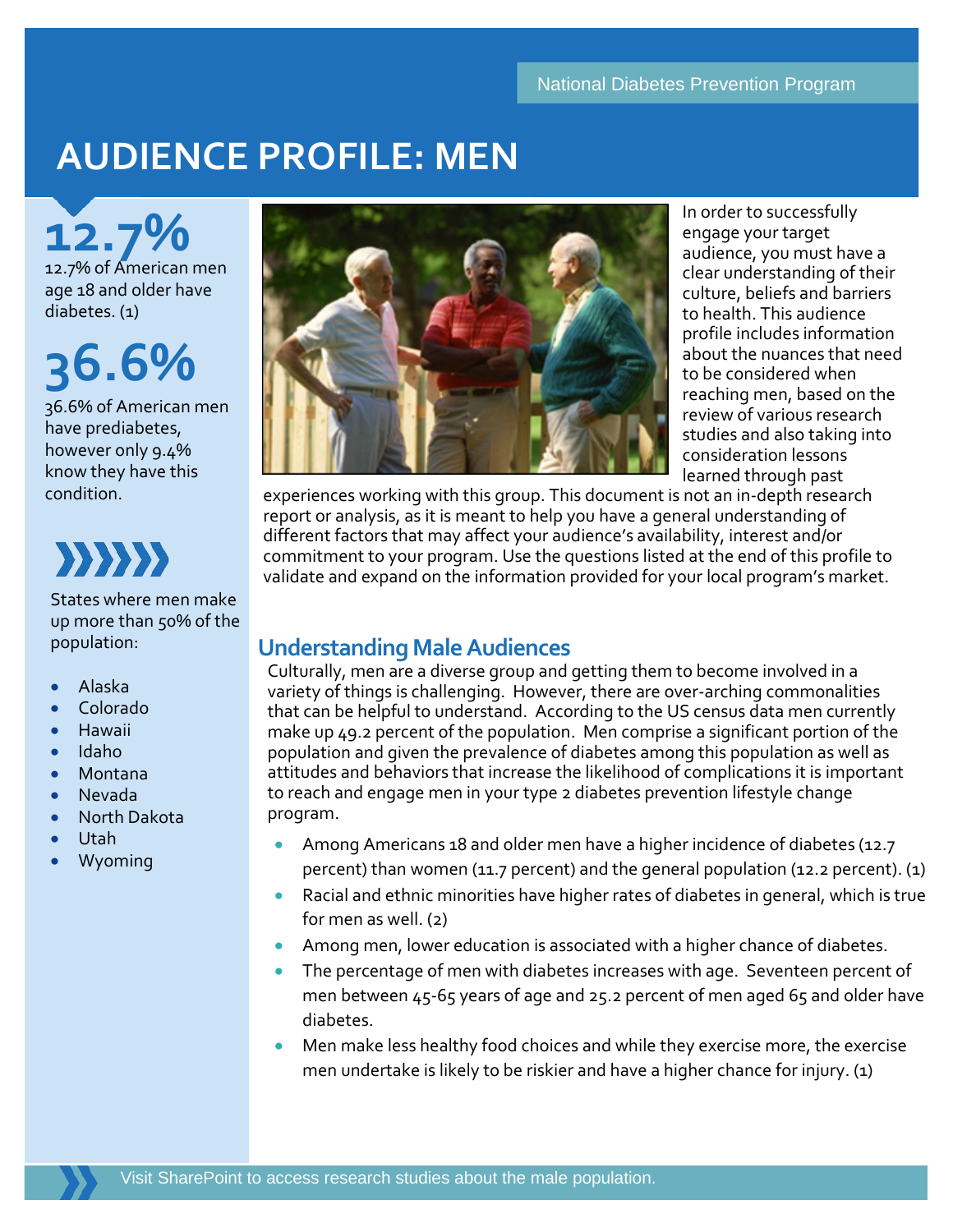National Diabetes Prevention Program

# AUDIENCE PROFILE: MEN

**12.7%**

12.7% of American men age 18 and older have diabetes. (1)

**36.6%**

36.6% of American men have prediabetes, however only 9.4% know they have this condition.

States where men make up more than 50% of the population:

- Alaska
- Colorado
- Hawaii
- Idaho
- Montana
- Nevada
- North Dakota
- Utah
- Wyoming

In order to successfully engage your target audience, you must have a clear understanding of their culture, beliefs and barriers to health. This audience profile includes information about the nuances that need to be considered when reaching men, based on the review of various research studies and also taking into consideration lessons learned through past experiences working with this group. This document is not an in-depth research report or analysis, as it is meant to help you have a general understanding of different factors that may affect your audience's availability, interest and/or commitment to your program. Use the questions listed at the end of this profile to validate and expand on the information provided for your local program's market.

## Understanding Male Audiences

Culturally, men are a diverse group and getting them to become involved in a variety of things is challenging. However, there are over-arching commonalities that can be helpful to understand. According to the US census data men currently make up 49.2 percent of the population. Men comprise a significant portion of the population and given the prevalence of diabetes among this population as well as attitudes and behaviors that increase the likelihood of complications it is important to reach and engage men in your type 2 diabetes prevention lifestyle change program.

- Among Americans 18 and older men have a higher incidence of diabetes (12.7 percent) than women (11.7 percent) and the general population (12.2 percent). (1)
- Racial and ethnic minorities have higher rates of diabetes in general, which is true for men as well. (2)
- Among men, lower education is associated with a higher chance of diabetes.
- The percentage of men with diabetes increases with age. Seventeen percent of men between 45-65 years of age and 25.2 percent of men aged 65 and older have diabetes.
- Men make less healthy food choices and while they exercise more, the exercise men undertake is likely to be riskier and have a higher chance for injury. (1)

Visit SharePoint to access research studies about the male population.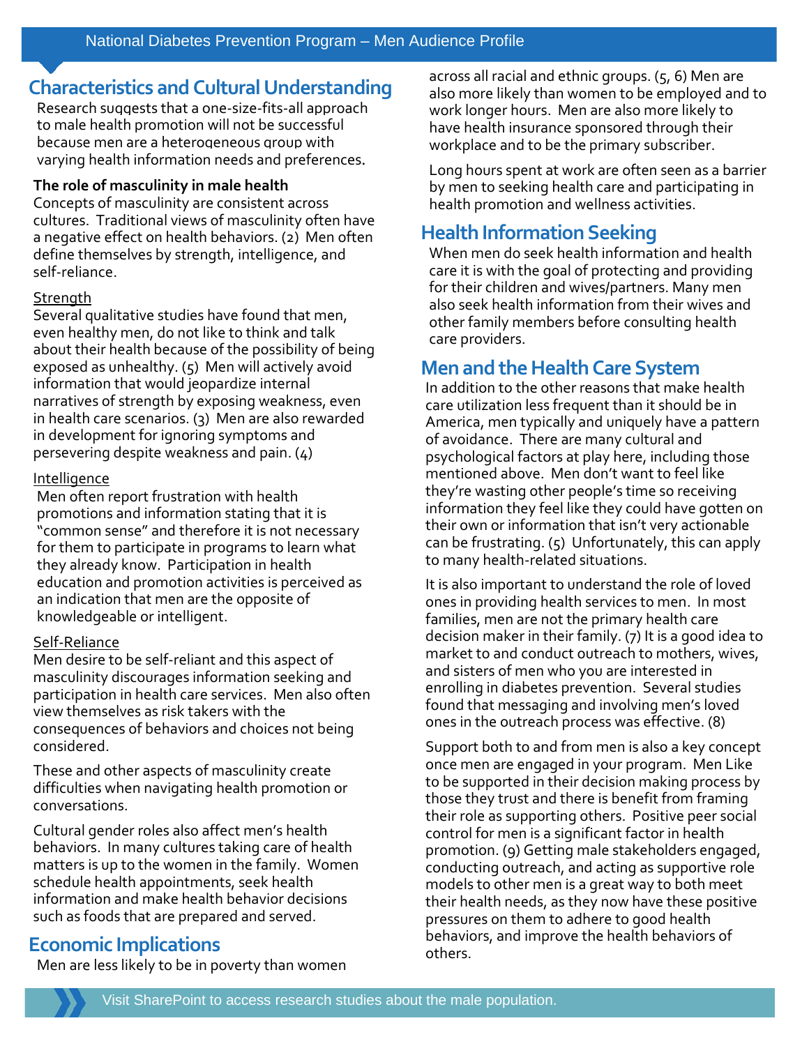## Characteristics and Cultural Understanding

Research suggests that a one-size-fits-all approach to male health promotion will not be successful because men are a heterogeneous group with varying health information needs and preferences.

**The role of masculinity in male health**

Concepts of masculinity are consistent across cultures. Traditional views of masculinity often have a negative effect on health behaviors. (2) Men often define themselves by strength, intelligence, and self-reliance.

Strength

Several qualitative studies have found that men, even healthy men, do not like to think and talk about their health because of the possibility of being exposed as unhealthy. (5) Men will actively avoid information that would jeopardize internal narratives of strength by exposing weakness, even in health care scenarios. (3) Men are also rewarded in development for ignoring symptoms and persevering despite weakness and pain. (4)

Intelligence

Men often report frustration with health promotions and information stating that it is "common sense" and therefore it is not necessary for them to participate in programs to learn what they already know. Participation in health education and promotion activities is perceived as an indication that men are the opposite of knowledgeable or intelligent.

Self-Reliance

Men desire to be self-reliant and this aspect of masculinity discourages information seeking and participation in health care services. Men also often view themselves as risk takers with the consequences of behaviors and choices not being considered.

These and other aspects of masculinity create difficulties when navigating health promotion or conversations.

Cultural gender roles also affect men's health behaviors. In many cultures taking care of health matters is up to the women in the family. Women schedule health appointments, seek health information and make health behavior decisions such as foods that are prepared and served.

## Economic Implications

Men are less likely to be in poverty than women across all racial and ethnic groups. (5, 6) Men are also more likely than women to be employed and to work longer hours. Men are also more likely to have health insurance sponsored through their workplace and to be the primary subscriber.

Long hours spent at work are often seen as a barrier by men to seeking health care and participating in health promotion and wellness activities.

## Health Information Seeking

When men do seek health information and health care it is with the goal of protecting and providing for their children and wives/partners. Many men also seek health information from their wives and other family members before consulting health care providers.

## Men and the Health Care System

In addition to the other reasons that make health care utilization less frequent than it should be in America, men typically and uniquely have a pattern of avoidance. There are many cultural and psychological factors at play here, including those mentioned above. Men don't want to feel like they're wasting other people's time so receiving information they feel like they could have gotten on their own or information that isn't very actionable can be frustrating. (5) Unfortunately, this can apply to many health-related situations.

It is also important to understand the role of loved ones in providing health services to men. In most families, men are not the primary health care decision maker in their family. (7) It is a good idea to market to and conduct outreach to mothers, wives, and sisters of men who you are interested in enrolling in diabetes prevention. Several studies found that messaging and involving men's loved ones in the outreach process was effective. (8)

Support both to and from men is also a key concept once men are engaged in your program. Men Like to be supported in their decision making process by those they trust and there is benefit from framing their role as supporting others. Positive peer social control for men is a significant factor in health promotion. (9) Getting male stakeholders engaged, conducting outreach, and acting as supportive role models to other men is a great way to both meet their health needs, as they now have these positive pressures on them to adhere to good health behaviors, and improve the health behaviors of others.

Visit SharePoint to access research studies about the male population.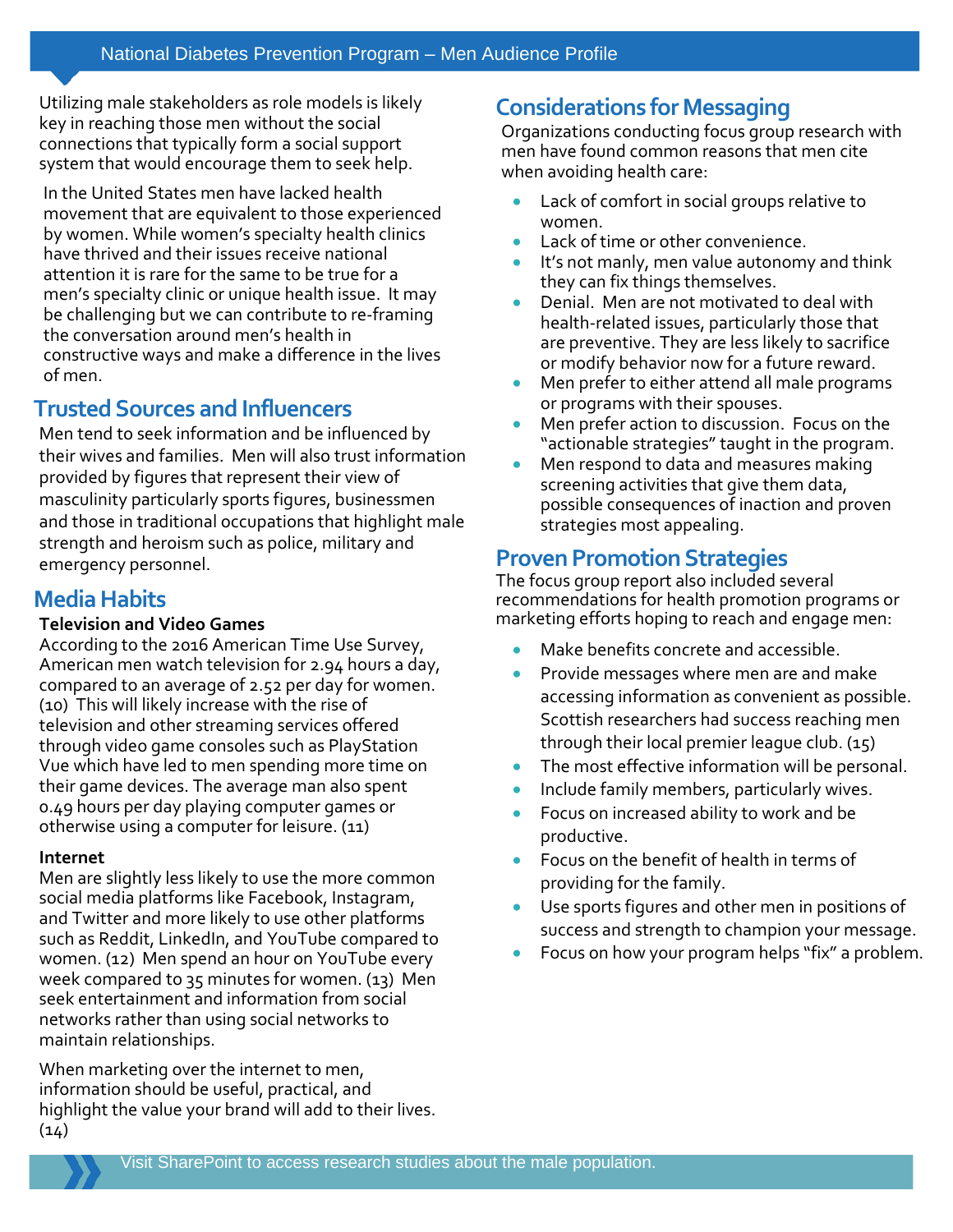Utilizing male stakeholders as role models is likely key in reaching those men without the social connections that typically form a social support system that would encourage them to seek help.

In the United States men have lacked health movement that are equivalent to those experienced by women. While women's specialty health clinics have thrived and their issues receive national attention it is rare for the same to be true for a men's specialty clinic or unique health issue. It may be challenging but we can contribute to re-framing the conversation around men's health in constructive ways and make a difference in the lives of men.

## Trusted Sources and Influencers

Men tend to seek information and be influenced by their wives and families. Men will also trust information provided by figures that represent their view of masculinity particularly sports figures, businessmen and those in traditional occupations that highlight male strength and heroism such as police, military and emergency personnel.

## Media Habits

**Television and Video Games**

According to the 2016 American Time Use Survey, American men watch television for 2.94 hours a day, compared to an average of 2.52 per day for women. (10) This will likely increase with the rise of television and other streaming services offered through video game consoles such as PlayStation Vue which have led to men spending more time on their game devices. The average man also spent 0.49 hours per day playing computer games or otherwise using a computer for leisure. (11)

**Internet**

Men are slightly less likely to use the more common social media platforms like Facebook, Instagram, and Twitter and more likely to use other platforms such as Reddit, LinkedIn, and YouTube compared to women. (12) Men spend an hour on YouTube every week compared to 35 minutes for women. (13) Men seek entertainment and information from social networks rather than using social networks to maintain relationships.

When marketing over the internet to men, information should be useful, practical, and highlight the value your brand will add to their lives. (14)

## Considerations for Messaging

Organizations conducting focus group research with men have found common reasons that men cite when avoiding health care:

- Lack of comfort in social groups relative to women.
- Lack of time or other convenience.
- It's not manly, men value autonomy and think they can fix things themselves.
- Denial. Men are not motivated to deal with health-related issues, particularly those that are preventive. They are less likely to sacrifice or modify behavior now for a future reward.
- Men prefer to either attend all male programs or programs with their spouses.
- Men prefer action to discussion. Focus on the "actionable strategies" taught in the program.
- Men respond to data and measures making screening activities that give them data, possible consequences of inaction and proven strategies most appealing.

## Proven Promotion Strategies

The focus group report also included several recommendations for health promotion programs or marketing efforts hoping to reach and engage men:

- Make benefits concrete and accessible.
- Provide messages where men are and make accessing information as convenient as possible. Scottish researchers had success reaching men through their local premier league club. (15)
- The most effective information will be personal.
- Include family members, particularly wives.
- Focus on increased ability to work and be productive.
- Focus on the benefit of health in terms of providing for the family.
- Use sports figures and other men in positions of success and strength to champion your message.
- Focus on how your program helps "fix" a problem.

Visit SharePoint to access research studies about the male population.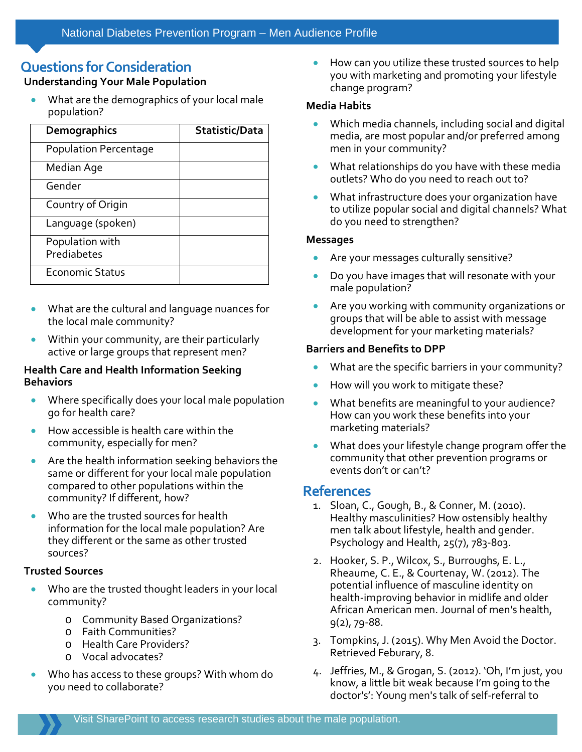## Questions for Consideration

### Understanding Your Male Population

- What are the demographics of your local male population?

| Demographics | Statistic/Data |
| --- | --- |
| Population Percentage | |
| Median Age | |
| Gender | |
| Country of Origin | |
| Language (spoken) | |
| Population with Prediabetes | |
| Economic Status | |

- What are the cultural and language nuances for the local male community?
- Within your community, are their particularly active or large groups that represent men?

### Health Care and Health Information Seeking Behaviors

- Where specifically does your local male population go for health care?
- How accessible is health care within the community, especially for men?
- Are the health information seeking behaviors the same or different for your local male population compared to other populations within the community? If different, how?
- Who are the trusted sources for health information for the local male population? Are they different or the same as other trusted sources?

### Trusted Sources

- Who are the trusted thought leaders in your local community?
  - Community Based Organizations?
  - Faith Communities?
  - Health Care Providers?
  - Vocal advocates?
- Who has access to these groups? With whom do you need to collaborate?
- How can you utilize these trusted sources to help you with marketing and promoting your lifestyle change program?

### Media Habits

- Which media channels, including social and digital media, are most popular and/or preferred among men in your community?
- What relationships do you have with these media outlets? Who do you need to reach out to?
- What infrastructure does your organization have to utilize popular social and digital channels? What do you need to strengthen?

### Messages

- Are your messages culturally sensitive?
- Do you have images that will resonate with your male population?
- Are you working with community organizations or groups that will be able to assist with message development for your marketing materials?

### Barriers and Benefits to DPP

- What are the specific barriers in your community?
- How will you work to mitigate these?
- What benefits are meaningful to your audience? How can you work these benefits into your marketing materials?
- What does your lifestyle change program offer the community that other prevention programs or events don't or can't?

## References

1. Sloan, C., Gough, B., & Conner, M. (2010). Healthy masculinities? How ostensibly healthy men talk about lifestyle, health and gender. Psychology and Health, 25(7), 783-803.
2. Hooker, S. P., Wilcox, S., Burroughs, E. L., Rheaume, C. E., & Courtenay, W. (2012). The potential influence of masculine identity on health-improving behavior in midlife and older African American men. Journal of men's health, 9(2), 79-88.
3. Tompkins, J. (2015). Why Men Avoid the Doctor. Retrieved Feburary, 8.
4. Jeffries, M., & Grogan, S. (2012). 'Oh, I'm just, you know, a little bit weak because I'm going to the doctor's': Young men's talk of self-referral to

Visit SharePoint to access research studies about the male population.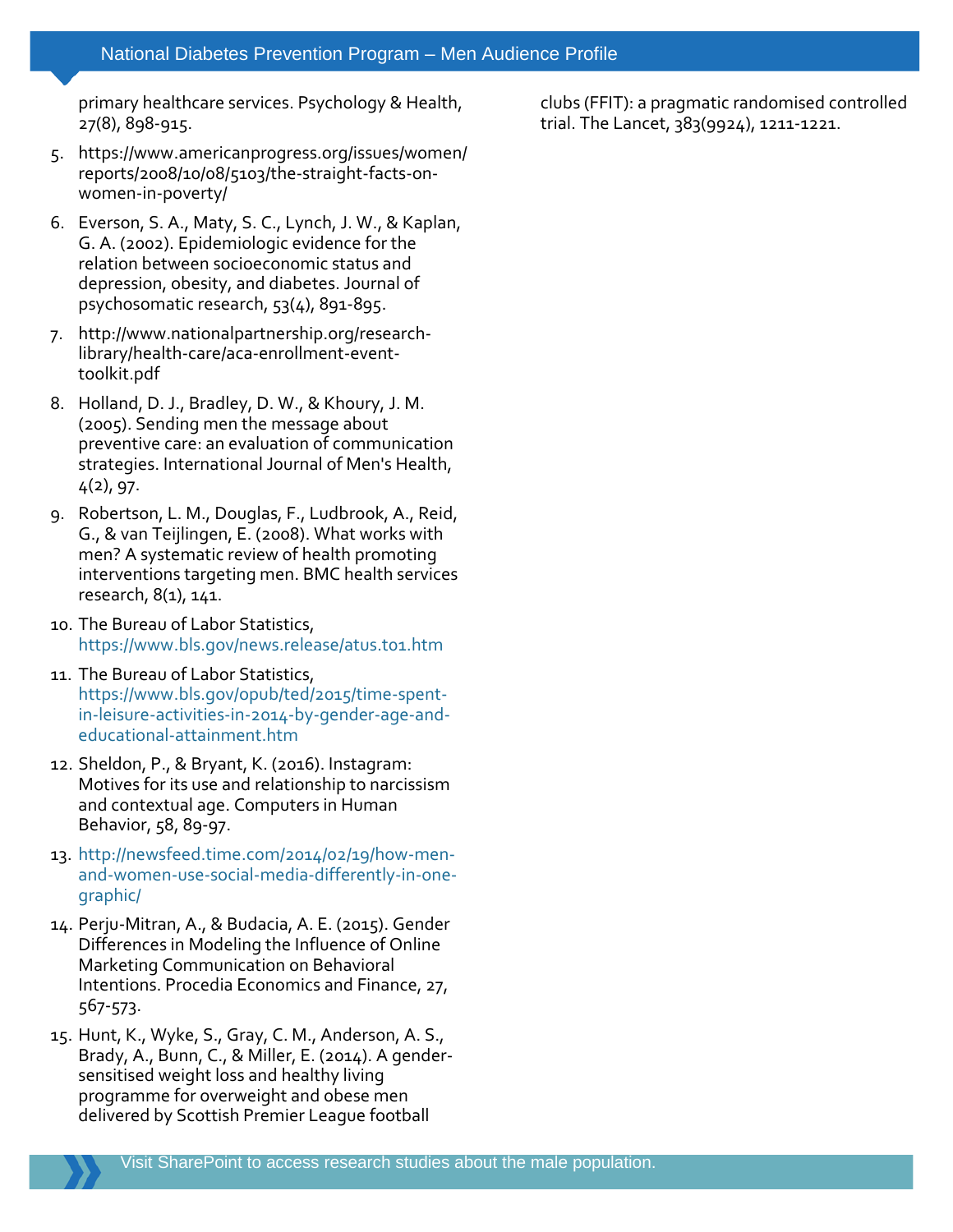primary healthcare services. Psychology & Health, 27(8), 898-915.

5. https://www.americanprogress.org/issues/women/reports/2008/10/08/5103/the-straight-facts-on-women-in-poverty/
6. Everson, S. A., Maty, S. C., Lynch, J. W., & Kaplan, G. A. (2002). Epidemiologic evidence for the relation between socioeconomic status and depression, obesity, and diabetes. Journal of psychosomatic research, 53(4), 891-895.
7. http://www.nationalpartnership.org/research-library/health-care/aca-enrollment-event-toolkit.pdf
8. Holland, D. J., Bradley, D. W., & Khoury, J. M. (2005). Sending men the message about preventive care: an evaluation of communication strategies. International Journal of Men's Health, 4(2), 97.
9. Robertson, L. M., Douglas, F., Ludbrook, A., Reid, G., & van Teijlingen, E. (2008). What works with men? A systematic review of health promoting interventions targeting men. BMC health services research, 8(1), 141.
10. The Bureau of Labor Statistics, https://www.bls.gov/news.release/atus.t01.htm
11. The Bureau of Labor Statistics, https://www.bls.gov/opub/ted/2015/time-spent-in-leisure-activities-in-2014-by-gender-age-and-educational-attainment.htm
12. Sheldon, P., & Bryant, K. (2016). Instagram: Motives for its use and relationship to narcissism and contextual age. Computers in Human Behavior, 58, 89-97.
13. http://newsfeed.time.com/2014/02/19/how-men-and-women-use-social-media-differently-in-one-graphic/
14. Perju-Mitran, A., & Budacia, A. E. (2015). Gender Differences in Modeling the Influence of Online Marketing Communication on Behavioral Intentions. Procedia Economics and Finance, 27, 567-573.
15. Hunt, K., Wyke, S., Gray, C. M., Anderson, A. S., Brady, A., Bunn, C., & Miller, E. (2014). A gender-sensitised weight loss and healthy living programme for overweight and obese men delivered by Scottish Premier League football clubs (FFIT): a pragmatic randomised controlled trial. The Lancet, 383(9924), 1211-1221.

Visit SharePoint to access research studies about the male population.